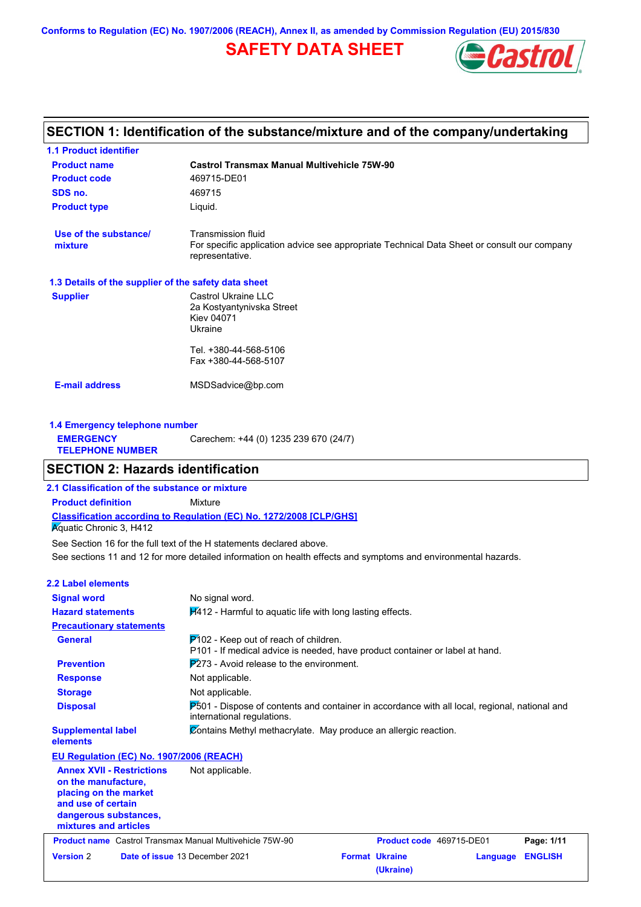Conforms to Regulation (EC) No. 1907/2006 (REACH), Annex II, as amended by Commission Regulation (EU) 2015/830

# SAFETY DATA SHEET

## SECTION 1: Identification of the substance/mixture and of the company/undertaking

### 1.1 Product identifier

| | |
|---|---|
| **Product name** | **Castrol Transmax Manual Multivehicle 75W-90** |
| **Product code** | 469715-DE01 |
| **SDS no.** | 469715 |
| **Product type** | Liquid. |
| **Use of the substance/ mixture** | Transmission fluid<br>For specific application advice see appropriate Technical Data Sheet or consult our company representative. |

### 1.3 Details of the supplier of the safety data sheet

| | |
|---|---|
| **Supplier** | Castrol Ukraine LLC<br>2a Kostyantynivska Street<br>Kiev 04071<br>Ukraine<br><br>Tel. +380-44-568-5106<br>Fax +380-44-568-5107 |
| **E-mail address** | MSDSadvice@bp.com |

### 1.4 Emergency telephone number

| | |
|---|---|
| **EMERGENCY TELEPHONE NUMBER** | Carechem: +44 (0) 1235 239 670 (24/7) |

## SECTION 2: Hazards identification

### 2.1 Classification of the substance or mixture

**Product definition** Mixture

**Classification according to Regulation (EC) No. 1272/2008 [CLP/GHS]**

Aquatic Chronic 3, H412

See Section 16 for the full text of the H statements declared above.

See sections 11 and 12 for more detailed information on health effects and symptoms and environmental hazards.

### 2.2 Label elements

| | |
|---|---|
| **Signal word** | No signal word. |
| **Hazard statements** | H412 - Harmful to aquatic life with long lasting effects. |
| **Precautionary statements** | |
| **General** | P102 - Keep out of reach of children.<br>P101 - If medical advice is needed, have product container or label at hand. |
| **Prevention** | P273 - Avoid release to the environment. |
| **Response** | Not applicable. |
| **Storage** | Not applicable. |
| **Disposal** | P501 - Dispose of contents and container in accordance with all local, regional, national and international regulations. |
| **Supplemental label elements** | Contains Methyl methacrylate. May produce an allergic reaction. |

**EU Regulation (EC) No. 1907/2006 (REACH)**

| | |
|---|---|
| **Annex XVII - Restrictions on the manufacture, placing on the market and use of certain dangerous substances, mixtures and articles** | Not applicable. |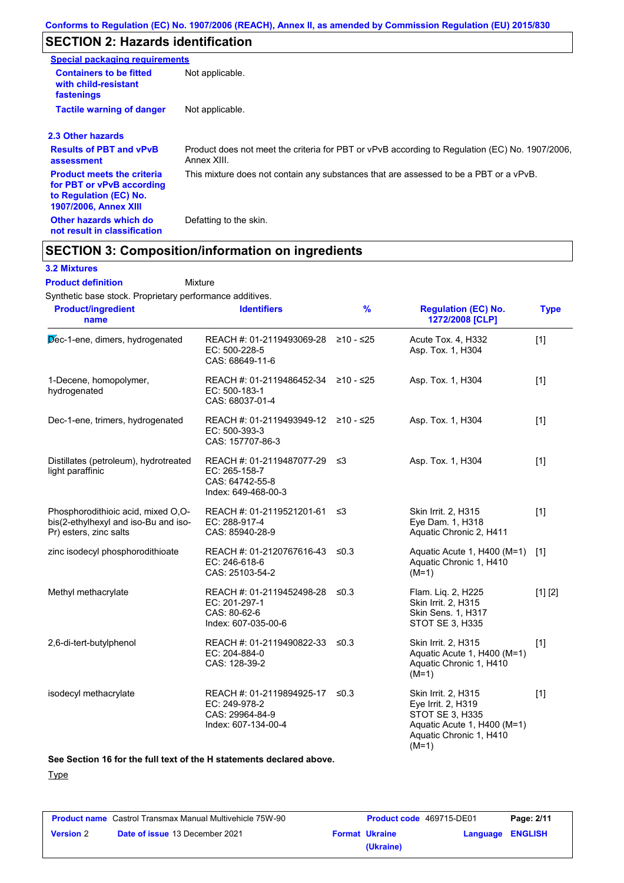## SECTION 2: Hazards identification

**Special packaging requirements**

| | |
|---|---|
| **Containers to be fitted with child-resistant fastenings** | Not applicable. |
| **Tactile warning of danger** | Not applicable. |

### 2.3 Other hazards

| | |
|---|---|
| **Results of PBT and vPvB assessment** | Product does not meet the criteria for PBT or vPvB according to Regulation (EC) No. 1907/2006, Annex XIII. |
| **Product meets the criteria for PBT or vPvB according to Regulation (EC) No. 1907/2006, Annex XIII** | This mixture does not contain any substances that are assessed to be a PBT or a vPvB. |
| **Other hazards which do not result in classification** | Defatting to the skin. |

## SECTION 3: Composition/information on ingredients

### 3.2 Mixtures

**Product definition** Mixture

Synthetic base stock. Proprietary performance additives.

| Product/ingredient name | Identifiers | % | Regulation (EC) No. 1272/2008 [CLP] | Type |
|---|---|---|---|---|
| Dec-1-ene, dimers, hydrogenated | REACH #: 01-2119493069-28<br>EC: 500-228-5<br>CAS: 68649-11-6 | ≥10 - ≤25 | Acute Tox. 4, H332<br>Asp. Tox. 1, H304 | [1] |
| 1-Decene, homopolymer, hydrogenated | REACH #: 01-2119486452-34<br>EC: 500-183-1<br>CAS: 68037-01-4 | ≥10 - ≤25 | Asp. Tox. 1, H304 | [1] |
| Dec-1-ene, trimers, hydrogenated | REACH #: 01-2119493949-12<br>EC: 500-393-3<br>CAS: 157707-86-3 | ≥10 - ≤25 | Asp. Tox. 1, H304 | [1] |
| Distillates (petroleum), hydrotreated light paraffinic | REACH #: 01-2119487077-29<br>EC: 265-158-7<br>CAS: 64742-55-8<br>Index: 649-468-00-3 | ≤3 | Asp. Tox. 1, H304 | [1] |
| Phosphorodithioic acid, mixed O,O-bis(2-ethylhexyl and iso-Bu and iso-Pr) esters, zinc salts | REACH #: 01-2119521201-61<br>EC: 288-917-4<br>CAS: 85940-28-9 | ≤3 | Skin Irrit. 2, H315<br>Eye Dam. 1, H318<br>Aquatic Chronic 2, H411 | [1] |
| zinc isodecyl phosphorodithioate | REACH #: 01-2120767616-43<br>EC: 246-618-6<br>CAS: 25103-54-2 | ≤0.3 | Aquatic Acute 1, H400 (M=1)<br>Aquatic Chronic 1, H410 (M=1) | [1] |
| Methyl methacrylate | REACH #: 01-2119452498-28<br>EC: 201-297-1<br>CAS: 80-62-6<br>Index: 607-035-00-6 | ≤0.3 | Flam. Liq. 2, H225<br>Skin Irrit. 2, H315<br>Skin Sens. 1, H317<br>STOT SE 3, H335 | [1] [2] |
| 2,6-di-tert-butylphenol | REACH #: 01-2119490822-33<br>EC: 204-884-0<br>CAS: 128-39-2 | ≤0.3 | Skin Irrit. 2, H315<br>Aquatic Acute 1, H400 (M=1)<br>Aquatic Chronic 1, H410 (M=1) | [1] |
| isodecyl methacrylate | REACH #: 01-2119894925-17<br>EC: 249-978-2<br>CAS: 29964-84-9<br>Index: 607-134-00-4 | ≤0.3 | Skin Irrit. 2, H315<br>Eye Irrit. 2, H319<br>STOT SE 3, H335<br>Aquatic Acute 1, H400 (M=1)<br>Aquatic Chronic 1, H410 (M=1) | [1] |

**See Section 16 for the full text of the H statements declared above.**

Type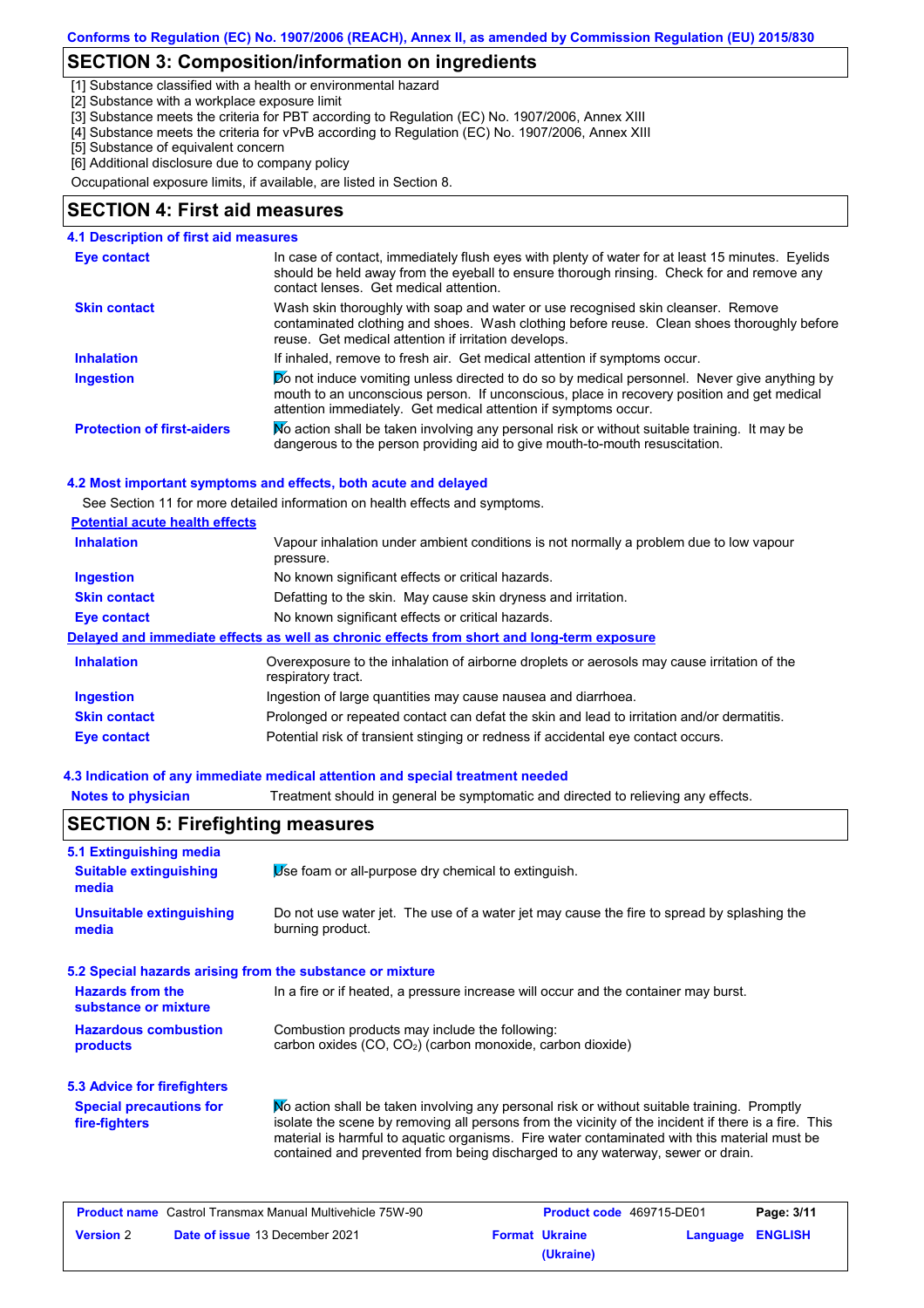## SECTION 3: Composition/information on ingredients

[1] Substance classified with a health or environmental hazard
[2] Substance with a workplace exposure limit
[3] Substance meets the criteria for PBT according to Regulation (EC) No. 1907/2006, Annex XIII
[4] Substance meets the criteria for vPvB according to Regulation (EC) No. 1907/2006, Annex XIII
[5] Substance of equivalent concern
[6] Additional disclosure due to company policy

Occupational exposure limits, if available, are listed in Section 8.

## SECTION 4: First aid measures

### 4.1 Description of first aid measures

| | |
|---|---|
| **Eye contact** | In case of contact, immediately flush eyes with plenty of water for at least 15 minutes. Eyelids should be held away from the eyeball to ensure thorough rinsing. Check for and remove any contact lenses. Get medical attention. |
| **Skin contact** | Wash skin thoroughly with soap and water or use recognised skin cleanser. Remove contaminated clothing and shoes. Wash clothing before reuse. Clean shoes thoroughly before reuse. Get medical attention if irritation develops. |
| **Inhalation** | If inhaled, remove to fresh air. Get medical attention if symptoms occur. |
| **Ingestion** | Do not induce vomiting unless directed to do so by medical personnel. Never give anything by mouth to an unconscious person. If unconscious, place in recovery position and get medical attention immediately. Get medical attention if symptoms occur. |
| **Protection of first-aiders** | No action shall be taken involving any personal risk or without suitable training. It may be dangerous to the person providing aid to give mouth-to-mouth resuscitation. |

### 4.2 Most important symptoms and effects, both acute and delayed

See Section 11 for more detailed information on health effects and symptoms.

**Potential acute health effects**

| | |
|---|---|
| **Inhalation** | Vapour inhalation under ambient conditions is not normally a problem due to low vapour pressure. |
| **Ingestion** | No known significant effects or critical hazards. |
| **Skin contact** | Defatting to the skin. May cause skin dryness and irritation. |
| **Eye contact** | No known significant effects or critical hazards. |

**Delayed and immediate effects as well as chronic effects from short and long-term exposure**

| | |
|---|---|
| **Inhalation** | Overexposure to the inhalation of airborne droplets or aerosols may cause irritation of the respiratory tract. |
| **Ingestion** | Ingestion of large quantities may cause nausea and diarrhoea. |
| **Skin contact** | Prolonged or repeated contact can defat the skin and lead to irritation and/or dermatitis. |
| **Eye contact** | Potential risk of transient stinging or redness if accidental eye contact occurs. |

### 4.3 Indication of any immediate medical attention and special treatment needed

| | |
|---|---|
| **Notes to physician** | Treatment should in general be symptomatic and directed to relieving any effects. |

## SECTION 5: Firefighting measures

### 5.1 Extinguishing media

| | |
|---|---|
| **Suitable extinguishing media** | Use foam or all-purpose dry chemical to extinguish. |
| **Unsuitable extinguishing media** | Do not use water jet. The use of a water jet may cause the fire to spread by splashing the burning product. |

### 5.2 Special hazards arising from the substance or mixture

| | |
|---|---|
| **Hazards from the substance or mixture** | In a fire or if heated, a pressure increase will occur and the container may burst. |
| **Hazardous combustion products** | Combustion products may include the following: carbon oxides (CO, $CO_2$) (carbon monoxide, carbon dioxide) |

### 5.3 Advice for firefighters

| | |
|---|---|
| **Special precautions for fire-fighters** | No action shall be taken involving any personal risk or without suitable training. Promptly isolate the scene by removing all persons from the vicinity of the incident if there is a fire. This material is harmful to aquatic organisms. Fire water contaminated with this material must be contained and prevented from being discharged to any waterway, sewer or drain. |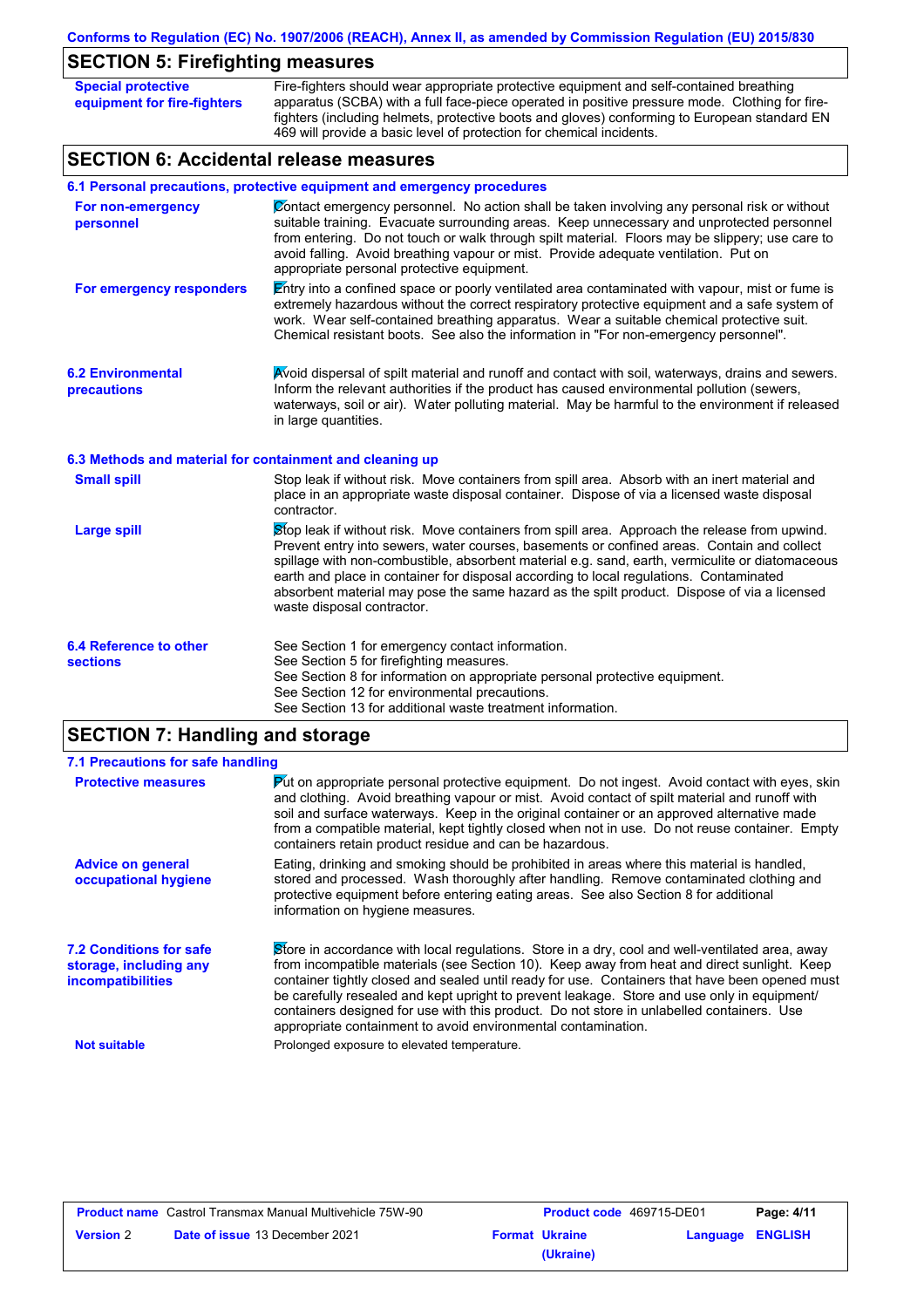## SECTION 5: Firefighting measures

| | |
|---|---|
| **Special protective equipment for fire-fighters** | Fire-fighters should wear appropriate protective equipment and self-contained breathing apparatus (SCBA) with a full face-piece operated in positive pressure mode. Clothing for fire-fighters (including helmets, protective boots and gloves) conforming to European standard EN 469 will provide a basic level of protection for chemical incidents. |

## SECTION 6: Accidental release measures

### 6.1 Personal precautions, protective equipment and emergency procedures

| | |
|---|---|
| **For non-emergency personnel** | Contact emergency personnel. No action shall be taken involving any personal risk or without suitable training. Evacuate surrounding areas. Keep unnecessary and unprotected personnel from entering. Do not touch or walk through spilt material. Floors may be slippery; use care to avoid falling. Avoid breathing vapour or mist. Provide adequate ventilation. Put on appropriate personal protective equipment. |
| **For emergency responders** | Entry into a confined space or poorly ventilated area contaminated with vapour, mist or fume is extremely hazardous without the correct respiratory protective equipment and a safe system of work. Wear self-contained breathing apparatus. Wear a suitable chemical protective suit. Chemical resistant boots. See also the information in "For non-emergency personnel". |

| | |
|---|---|
| **6.2 Environmental precautions** | Avoid dispersal of spilt material and runoff and contact with soil, waterways, drains and sewers. Inform the relevant authorities if the product has caused environmental pollution (sewers, waterways, soil or air). Water polluting material. May be harmful to the environment if released in large quantities. |

### 6.3 Methods and material for containment and cleaning up

| | |
|---|---|
| **Small spill** | Stop leak if without risk. Move containers from spill area. Absorb with an inert material and place in an appropriate waste disposal container. Dispose of via a licensed waste disposal contractor. |
| **Large spill** | Stop leak if without risk. Move containers from spill area. Approach the release from upwind. Prevent entry into sewers, water courses, basements or confined areas. Contain and collect spillage with non-combustible, absorbent material e.g. sand, earth, vermiculite or diatomaceous earth and place in container for disposal according to local regulations. Contaminated absorbent material may pose the same hazard as the spilt product. Dispose of via a licensed waste disposal contractor. |

| | |
|---|---|
| **6.4 Reference to other sections** | See Section 1 for emergency contact information.<br>See Section 5 for firefighting measures.<br>See Section 8 for information on appropriate personal protective equipment.<br>See Section 12 for environmental precautions.<br>See Section 13 for additional waste treatment information. |

## SECTION 7: Handling and storage

### 7.1 Precautions for safe handling

| | |
|---|---|
| **Protective measures** | Put on appropriate personal protective equipment. Do not ingest. Avoid contact with eyes, skin and clothing. Avoid breathing vapour or mist. Avoid contact of spilt material and runoff with soil and surface waterways. Keep in the original container or an approved alternative made from a compatible material, kept tightly closed when not in use. Do not reuse container. Empty containers retain product residue and can be hazardous. |
| **Advice on general occupational hygiene** | Eating, drinking and smoking should be prohibited in areas where this material is handled, stored and processed. Wash thoroughly after handling. Remove contaminated clothing and protective equipment before entering eating areas. See also Section 8 for additional information on hygiene measures. |

| | |
|---|---|
| **7.2 Conditions for safe storage, including any incompatibilities** | Store in accordance with local regulations. Store in a dry, cool and well-ventilated area, away from incompatible materials (see Section 10). Keep away from heat and direct sunlight. Keep container tightly closed and sealed until ready for use. Containers that have been opened must be carefully resealed and kept upright to prevent leakage. Store and use only in equipment/ containers designed for use with this product. Do not store in unlabelled containers. Use appropriate containment to avoid environmental contamination. |
| **Not suitable** | Prolonged exposure to elevated temperature. |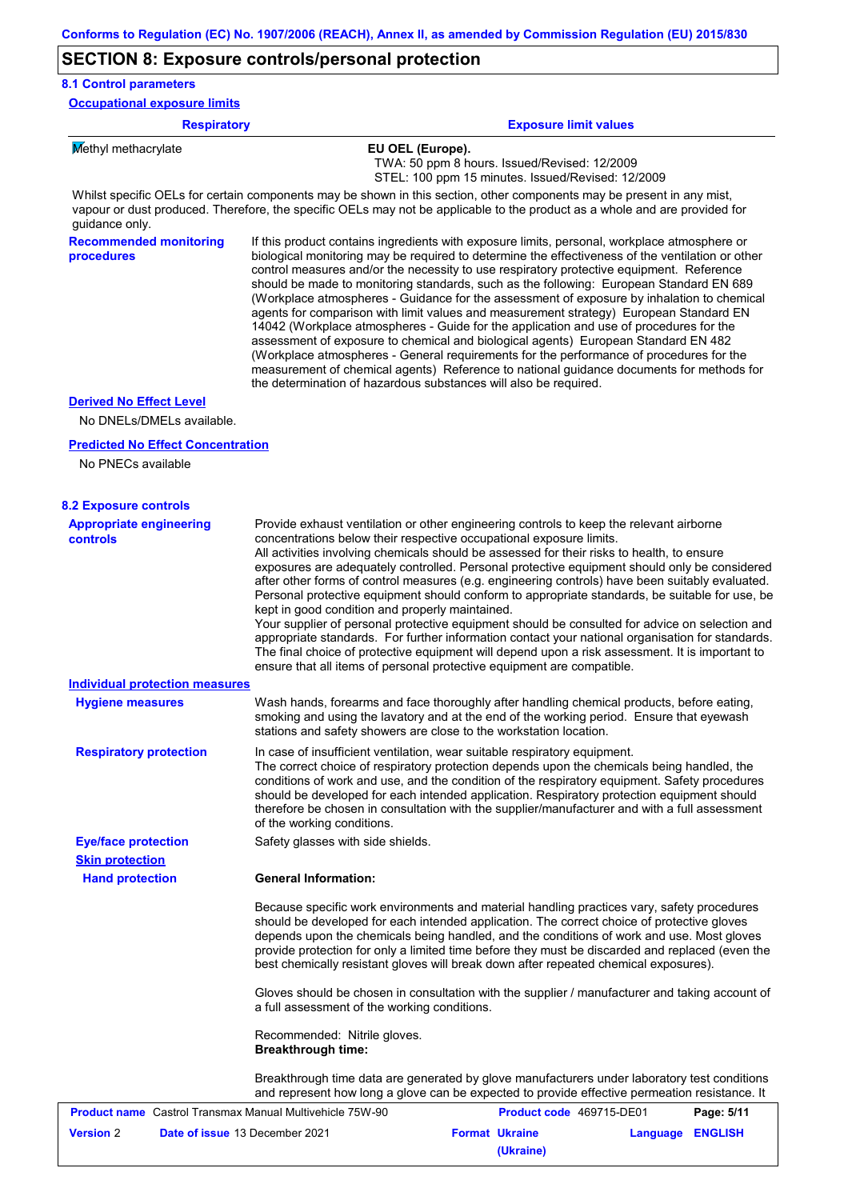## SECTION 8: Exposure controls/personal protection

### 8.1 Control parameters

**Occupational exposure limits**

| Respiratory | Exposure limit values |
|---|---|
| Methyl methacrylate | **EU OEL (Europe).**<br>TWA: 50 ppm 8 hours. Issued/Revised: 12/2009<br>STEL: 100 ppm 15 minutes. Issued/Revised: 12/2009 |

Whilst specific OELs for certain components may be shown in this section, other components may be present in any mist, vapour or dust produced. Therefore, the specific OELs may not be applicable to the product as a whole and are provided for guidance only.

**Recommended monitoring procedures**

If this product contains ingredients with exposure limits, personal, workplace atmosphere or biological monitoring may be required to determine the effectiveness of the ventilation or other control measures and/or the necessity to use respiratory protective equipment. Reference should be made to monitoring standards, such as the following: European Standard EN 689 (Workplace atmospheres - Guidance for the assessment of exposure by inhalation to chemical agents for comparison with limit values and measurement strategy) European Standard EN 14042 (Workplace atmospheres - Guide for the application and use of procedures for the assessment of exposure to chemical and biological agents) European Standard EN 482 (Workplace atmospheres - General requirements for the performance of procedures for the measurement of chemical agents) Reference to national guidance documents for methods for the determination of hazardous substances will also be required.

**Derived No Effect Level**

No DNELs/DMELs available.

**Predicted No Effect Concentration**

No PNECs available

### 8.2 Exposure controls

**Appropriate engineering controls**

Provide exhaust ventilation or other engineering controls to keep the relevant airborne concentrations below their respective occupational exposure limits.
All activities involving chemicals should be assessed for their risks to health, to ensure exposures are adequately controlled. Personal protective equipment should only be considered after other forms of control measures (e.g. engineering controls) have been suitably evaluated. Personal protective equipment should conform to appropriate standards, be suitable for use, be kept in good condition and properly maintained.
Your supplier of personal protective equipment should be consulted for advice on selection and appropriate standards. For further information contact your national organisation for standards. The final choice of protective equipment will depend upon a risk assessment. It is important to ensure that all items of personal protective equipment are compatible.

**Individual protection measures**

**Hygiene measures**

Wash hands, forearms and face thoroughly after handling chemical products, before eating, smoking and using the lavatory and at the end of the working period. Ensure that eyewash stations and safety showers are close to the workstation location.

**Respiratory protection**

In case of insufficient ventilation, wear suitable respiratory equipment.
The correct choice of respiratory protection depends upon the chemicals being handled, the conditions of work and use, and the condition of the respiratory equipment. Safety procedures should be developed for each intended application. Respiratory protection equipment should therefore be chosen in consultation with the supplier/manufacturer and with a full assessment of the working conditions.

**Eye/face protection**

Safety glasses with side shields.

**Skin protection**

**Hand protection**

**General Information:**

Because specific work environments and material handling practices vary, safety procedures should be developed for each intended application. The correct choice of protective gloves depends upon the chemicals being handled, and the conditions of work and use. Most gloves provide protection for only a limited time before they must be discarded and replaced (even the best chemically resistant gloves will break down after repeated chemical exposures).

Gloves should be chosen in consultation with the supplier / manufacturer and taking account of a full assessment of the working conditions.

Recommended: Nitrile gloves.
**Breakthrough time:**

Breakthrough time data are generated by glove manufacturers under laboratory test conditions and represent how long a glove can be expected to provide effective permeation resistance. It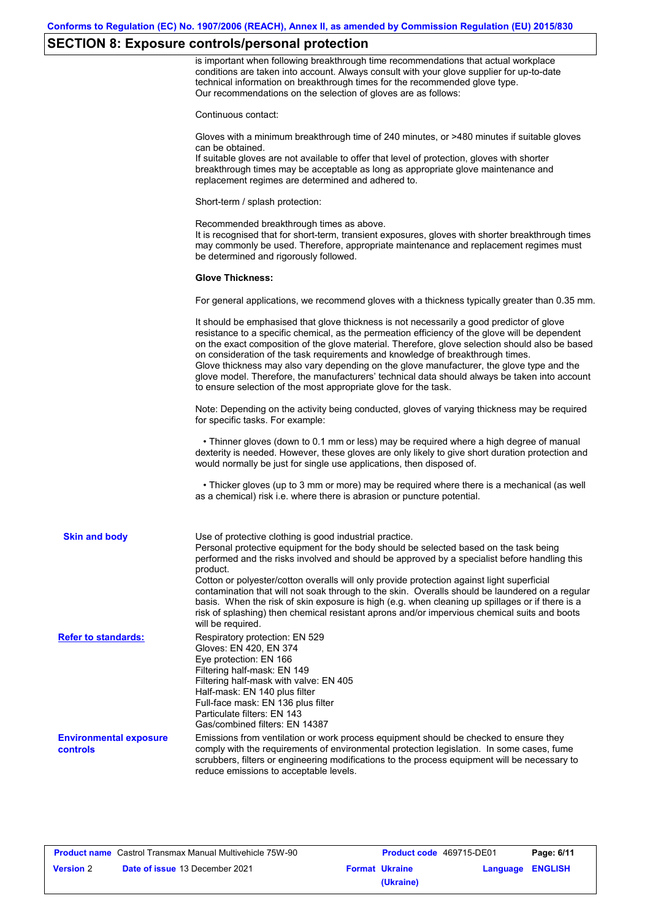## SECTION 8: Exposure controls/personal protection

is important when following breakthrough time recommendations that actual workplace conditions are taken into account. Always consult with your glove supplier for up-to-date technical information on breakthrough times for the recommended glove type.
Our recommendations on the selection of gloves are as follows:

Continuous contact:

Gloves with a minimum breakthrough time of 240 minutes, or >480 minutes if suitable gloves can be obtained.
If suitable gloves are not available to offer that level of protection, gloves with shorter breakthrough times may be acceptable as long as appropriate glove maintenance and replacement regimes are determined and adhered to.

Short-term / splash protection:

Recommended breakthrough times as above.
It is recognised that for short-term, transient exposures, gloves with shorter breakthrough times may commonly be used. Therefore, appropriate maintenance and replacement regimes must be determined and rigorously followed.

**Glove Thickness:**

For general applications, we recommend gloves with a thickness typically greater than 0.35 mm.

It should be emphasised that glove thickness is not necessarily a good predictor of glove resistance to a specific chemical, as the permeation efficiency of the glove will be dependent on the exact composition of the glove material. Therefore, glove selection should also be based on consideration of the task requirements and knowledge of breakthrough times.
Glove thickness may also vary depending on the glove manufacturer, the glove type and the glove model. Therefore, the manufacturers' technical data should always be taken into account to ensure selection of the most appropriate glove for the task.

Note: Depending on the activity being conducted, gloves of varying thickness may be required for specific tasks. For example:

• Thinner gloves (down to 0.1 mm or less) may be required where a high degree of manual dexterity is needed. However, these gloves are only likely to give short duration protection and would normally be just for single use applications, then disposed of.

• Thicker gloves (up to 3 mm or more) may be required where there is a mechanical (as well as a chemical) risk i.e. where there is abrasion or puncture potential.

**Skin and body**

Use of protective clothing is good industrial practice.
Personal protective equipment for the body should be selected based on the task being performed and the risks involved and should be approved by a specialist before handling this product.
Cotton or polyester/cotton overalls will only provide protection against light superficial contamination that will not soak through to the skin. Overalls should be laundered on a regular basis. When the risk of skin exposure is high (e.g. when cleaning up spillages or if there is a risk of splashing) then chemical resistant aprons and/or impervious chemical suits and boots will be required.

**Refer to standards:**

Respiratory protection: EN 529
Gloves: EN 420, EN 374
Eye protection: EN 166
Filtering half-mask: EN 149
Filtering half-mask with valve: EN 405
Half-mask: EN 140 plus filter
Full-face mask: EN 136 plus filter
Particulate filters: EN 143
Gas/combined filters: EN 14387

**Environmental exposure controls**

Emissions from ventilation or work process equipment should be checked to ensure they comply with the requirements of environmental protection legislation. In some cases, fume scrubbers, filters or engineering modifications to the process equipment will be necessary to reduce emissions to acceptable levels.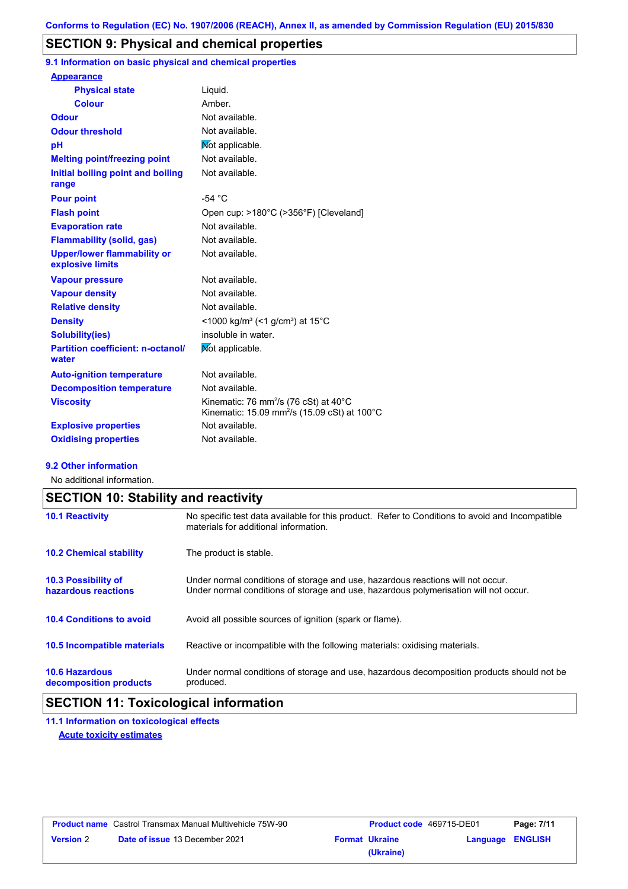Conforms to Regulation (EC) No. 1907/2006 (REACH), Annex II, as amended by Commission Regulation (EU) 2015/830

## SECTION 9: Physical and chemical properties

### 9.1 Information on basic physical and chemical properties

| Property | Value |
|---|---|
| **Appearance** | |
| Physical state | Liquid. |
| Colour | Amber. |
| Odour | Not available. |
| Odour threshold | Not available. |
| pH | Not applicable. |
| Melting point/freezing point | Not available. |
| Initial boiling point and boiling range | Not available. |
| Pour point | -54 °C |
| Flash point | Open cup: >180°C (>356°F) [Cleveland] |
| Evaporation rate | Not available. |
| Flammability (solid, gas) | Not available. |
| Upper/lower flammability or explosive limits | Not available. |
| Vapour pressure | Not available. |
| Vapour density | Not available. |
| Relative density | Not available. |
| Density | <1000 kg/m³ (<1 g/cm³) at 15°C |
| Solubility(ies) | insoluble in water. |
| Partition coefficient: n-octanol/water | Not applicable. |
| Auto-ignition temperature | Not available. |
| Decomposition temperature | Not available. |
| Viscosity | Kinematic: 76 mm²/s (76 cSt) at 40°C<br>Kinematic: 15.09 mm²/s (15.09 cSt) at 100°C |
| Explosive properties | Not available. |
| Oxidising properties | Not available. |

### 9.2 Other information

No additional information.

## SECTION 10: Stability and reactivity

| | |
|---|---|
| **10.1 Reactivity** | No specific test data available for this product. Refer to Conditions to avoid and Incompatible materials for additional information. |
| **10.2 Chemical stability** | The product is stable. |
| **10.3 Possibility of hazardous reactions** | Under normal conditions of storage and use, hazardous reactions will not occur.<br>Under normal conditions of storage and use, hazardous polymerisation will not occur. |
| **10.4 Conditions to avoid** | Avoid all possible sources of ignition (spark or flame). |
| **10.5 Incompatible materials** | Reactive or incompatible with the following materials: oxidising materials. |
| **10.6 Hazardous decomposition products** | Under normal conditions of storage and use, hazardous decomposition products should not be produced. |

## SECTION 11: Toxicological information

### 11.1 Information on toxicological effects

**Acute toxicity estimates**

| | | | |
|---|---|---|---|
| **Product name** Castrol Transmax Manual Multivehicle 75W-90 | **Product code** 469715-DE01 | | |
| **Version** 2 | **Date of issue** 13 December 2021 | **Format** Ukraine (Ukraine) | **Language** ENGLISH |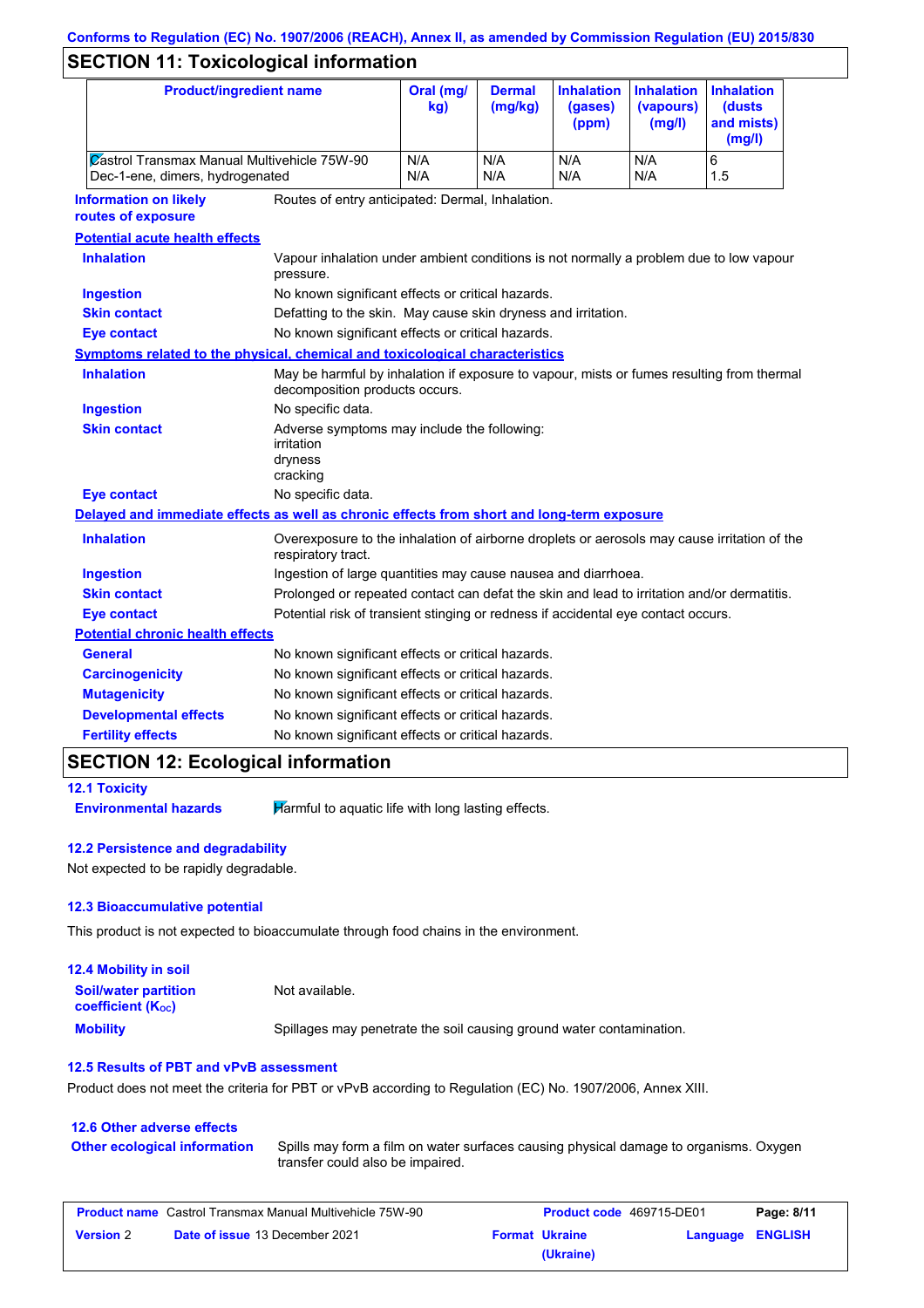## SECTION 11: Toxicological information

| Product/ingredient name | Oral (mg/kg) | Dermal (mg/kg) | Inhalation (gases) (ppm) | Inhalation (vapours) (mg/l) | Inhalation (dusts and mists) (mg/l) |
|---|---|---|---|---|---|
| Castrol Transmax Manual Multivehicle 75W-90 | N/A | N/A | N/A | N/A | 6 |
| Dec-1-ene, dimers, hydrogenated | N/A | N/A | N/A | N/A | 1.5 |

**Information on likely routes of exposure**: Routes of entry anticipated: Dermal, Inhalation.

**Potential acute health effects**

**Inhalation**: Vapour inhalation under ambient conditions is not normally a problem due to low vapour pressure.

**Ingestion**: No known significant effects or critical hazards.

**Skin contact**: Defatting to the skin. May cause skin dryness and irritation.

**Eye contact**: No known significant effects or critical hazards.

**Symptoms related to the physical, chemical and toxicological characteristics**

**Inhalation**: May be harmful by inhalation if exposure to vapour, mists or fumes resulting from thermal decomposition products occurs.

**Ingestion**: No specific data.

**Skin contact**: Adverse symptoms may include the following:
irritation
dryness
cracking

**Eye contact**: No specific data.

**Delayed and immediate effects as well as chronic effects from short and long-term exposure**

**Inhalation**: Overexposure to the inhalation of airborne droplets or aerosols may cause irritation of the respiratory tract.

**Ingestion**: Ingestion of large quantities may cause nausea and diarrhoea.

**Skin contact**: Prolonged or repeated contact can defat the skin and lead to irritation and/or dermatitis.

**Eye contact**: Potential risk of transient stinging or redness if accidental eye contact occurs.

**Potential chronic health effects**

**General**: No known significant effects or critical hazards.

**Carcinogenicity**: No known significant effects or critical hazards.

**Mutagenicity**: No known significant effects or critical hazards.

**Developmental effects**: No known significant effects or critical hazards.

**Fertility effects**: No known significant effects or critical hazards.

## SECTION 12: Ecological information

### 12.1 Toxicity

**Environmental hazards**: Harmful to aquatic life with long lasting effects.

### 12.2 Persistence and degradability

Not expected to be rapidly degradable.

### 12.3 Bioaccumulative potential

This product is not expected to bioaccumulate through food chains in the environment.

### 12.4 Mobility in soil

**Soil/water partition coefficient ($K_{OC}$)**: Not available.

**Mobility**: Spillages may penetrate the soil causing ground water contamination.

### 12.5 Results of PBT and vPvB assessment

Product does not meet the criteria for PBT or vPvB according to Regulation (EC) No. 1907/2006, Annex XIII.

### 12.6 Other adverse effects

**Other ecological information**: Spills may form a film on water surfaces causing physical damage to organisms. Oxygen transfer could also be impaired.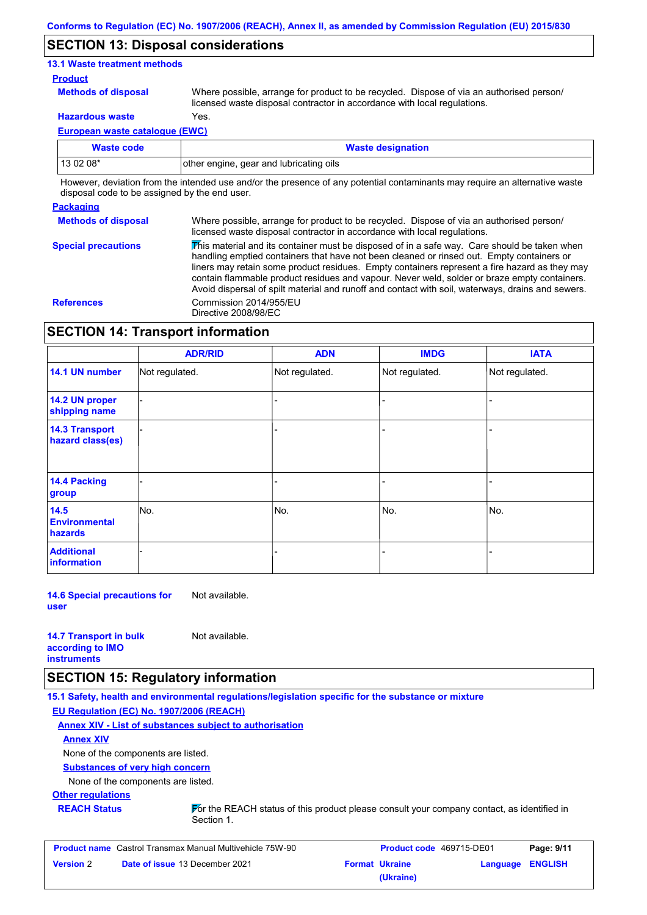## SECTION 13: Disposal considerations

### 13.1 Waste treatment methods

**Product**

**Methods of disposal** Where possible, arrange for product to be recycled. Dispose of via an authorised person/ licensed waste disposal contractor in accordance with local regulations.

**Hazardous waste** Yes.

**European waste catalogue (EWC)**

| Waste code | Waste designation |
|---|---|
| 13 02 08* | other engine, gear and lubricating oils |

However, deviation from the intended use and/or the presence of any potential contaminants may require an alternative waste disposal code to be assigned by the end user.

**Packaging**

**Methods of disposal** Where possible, arrange for product to be recycled. Dispose of via an authorised person/ licensed waste disposal contractor in accordance with local regulations.

**Special precautions** This material and its container must be disposed of in a safe way. Care should be taken when handling emptied containers that have not been cleaned or rinsed out. Empty containers or liners may retain some product residues. Empty containers represent a fire hazard as they may contain flammable product residues and vapour. Never weld, solder or braze empty containers. Avoid dispersal of spilt material and runoff and contact with soil, waterways, drains and sewers.

**References** Commission 2014/955/EU
Directive 2008/98/EC

## SECTION 14: Transport information

| | ADR/RID | ADN | IMDG | IATA |
|---|---|---|---|---|
| 14.1 UN number | Not regulated. | Not regulated. | Not regulated. | Not regulated. |
| 14.2 UN proper shipping name | - | - | - | - |
| 14.3 Transport hazard class(es) | - | - | - | - |
| 14.4 Packing group | - | - | - | - |
| 14.5 Environmental hazards | No. | No. | No. | No. |
| Additional information | - | - | - | - |

**14.6 Special precautions for user** Not available.

**14.7 Transport in bulk according to IMO instruments** Not available.

## SECTION 15: Regulatory information

### 15.1 Safety, health and environmental regulations/legislation specific for the substance or mixture

**EU Regulation (EC) No. 1907/2006 (REACH)**

**Annex XIV - List of substances subject to authorisation**

**Annex XIV**

None of the components are listed.

**Substances of very high concern**

None of the components are listed.

**Other regulations**

**REACH Status** For the REACH status of this product please consult your company contact, as identified in Section 1.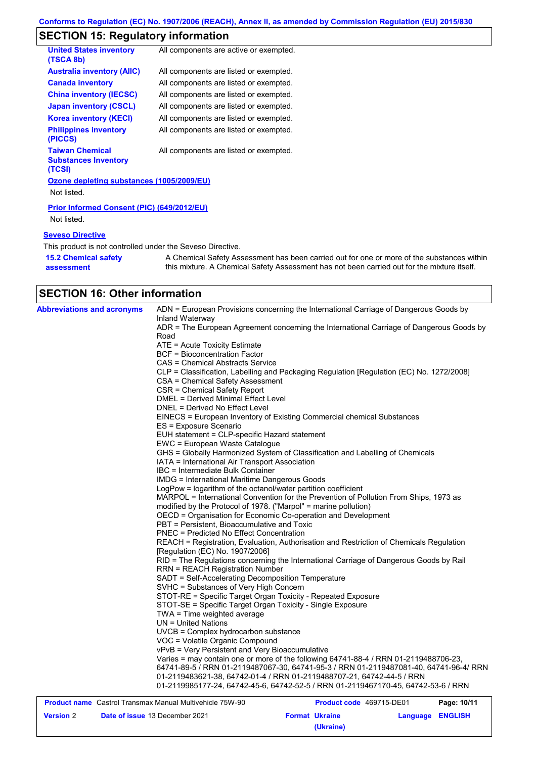## SECTION 15: Regulatory information

| | |
|---|---|
| **United States inventory (TSCA 8b)** | All components are active or exempted. |
| **Australia inventory (AIIC)** | All components are listed or exempted. |
| **Canada inventory** | All components are listed or exempted. |
| **China inventory (IECSC)** | All components are listed or exempted. |
| **Japan inventory (CSCL)** | All components are listed or exempted. |
| **Korea inventory (KECI)** | All components are listed or exempted. |
| **Philippines inventory (PICCS)** | All components are listed or exempted. |
| **Taiwan Chemical Substances Inventory (TCSI)** | All components are listed or exempted. |

**Ozone depleting substances (1005/2009/EU)**

Not listed.

**Prior Informed Consent (PIC) (649/2012/EU)**

Not listed.

**Seveso Directive**

This product is not controlled under the Seveso Directive.

**15.2 Chemical safety assessment** — A Chemical Safety Assessment has been carried out for one or more of the substances within this mixture. A Chemical Safety Assessment has not been carried out for the mixture itself.

## SECTION 16: Other information

**Abbreviations and acronyms**

ADN = European Provisions concerning the International Carriage of Dangerous Goods by Inland Waterway
ADR = The European Agreement concerning the International Carriage of Dangerous Goods by Road
ATE = Acute Toxicity Estimate
BCF = Bioconcentration Factor
CAS = Chemical Abstracts Service
CLP = Classification, Labelling and Packaging Regulation [Regulation (EC) No. 1272/2008]
CSA = Chemical Safety Assessment
CSR = Chemical Safety Report
DMEL = Derived Minimal Effect Level
DNEL = Derived No Effect Level
EINECS = European Inventory of Existing Commercial chemical Substances
ES = Exposure Scenario
EUH statement = CLP-specific Hazard statement
EWC = European Waste Catalogue
GHS = Globally Harmonized System of Classification and Labelling of Chemicals
IATA = International Air Transport Association
IBC = Intermediate Bulk Container
IMDG = International Maritime Dangerous Goods
LogPow = logarithm of the octanol/water partition coefficient
MARPOL = International Convention for the Prevention of Pollution From Ships, 1973 as modified by the Protocol of 1978. ("Marpol" = marine pollution)
OECD = Organisation for Economic Co-operation and Development
PBT = Persistent, Bioaccumulative and Toxic
PNEC = Predicted No Effect Concentration
REACH = Registration, Evaluation, Authorisation and Restriction of Chemicals Regulation [Regulation (EC) No. 1907/2006]
RID = The Regulations concerning the International Carriage of Dangerous Goods by Rail
RRN = REACH Registration Number
SADT = Self-Accelerating Decomposition Temperature
SVHC = Substances of Very High Concern
STOT-RE = Specific Target Organ Toxicity - Repeated Exposure
STOT-SE = Specific Target Organ Toxicity - Single Exposure
TWA = Time weighted average
UN = United Nations
UVCB = Complex hydrocarbon substance
VOC = Volatile Organic Compound
vPvB = Very Persistent and Very Bioaccumulative
Varies = may contain one or more of the following 64741-88-4 / RRN 01-2119488706-23, 64741-89-5 / RRN 01-2119487067-30, 64741-95-3 / RRN 01-2119487081-40, 64741-96-4/ RRN 01-2119483621-38, 64742-01-4 / RRN 01-2119488707-21, 64742-44-5 / RRN 01-2119985177-24, 64742-45-6, 64742-52-5 / RRN 01-2119467170-45, 64742-53-6 / RRN

| | | | |
|---|---|---|---|
| **Product name** Castrol Transmax Manual Multivehicle 75W-90 | | **Product code** 469715-DE01 | |
| **Version** 2 | **Date of issue** 13 December 2021 | **Format** Ukraine (Ukraine) | **Language** ENGLISH |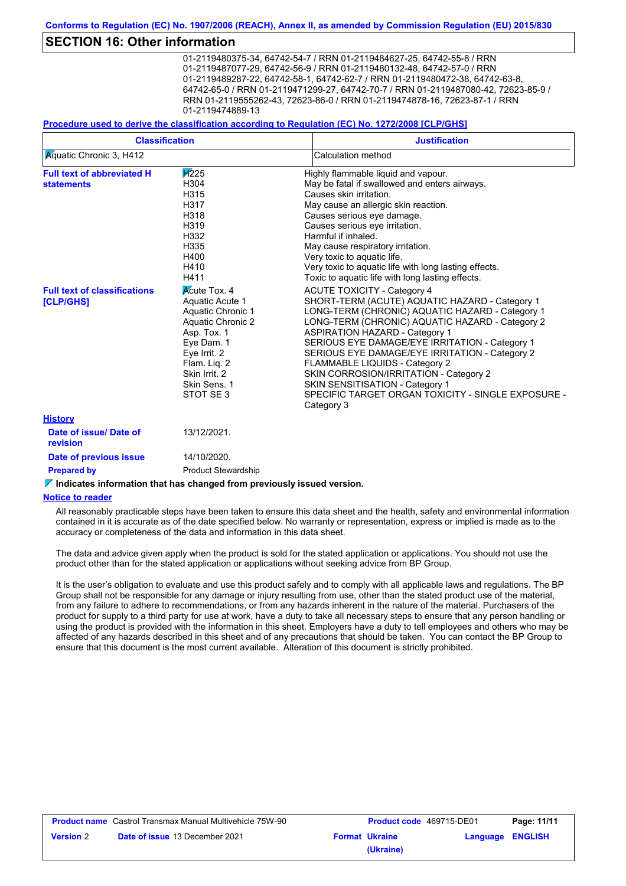## SECTION 16: Other information

01-2119480375-34, 64742-54-7 / RRN 01-2119484627-25, 64742-55-8 / RRN 01-2119487077-29, 64742-56-9 / RRN 01-2119480132-48, 64742-57-0 / RRN 01-2119489287-22, 64742-58-1, 64742-62-7 / RRN 01-2119480472-38, 64742-63-8, 64742-65-0 / RRN 01-2119471299-27, 64742-70-7 / RRN 01-2119487080-42, 72623-85-9 / RRN 01-2119555262-43, 72623-86-0 / RRN 01-2119474878-16, 72623-87-1 / RRN 01-2119474889-13

**Procedure used to derive the classification according to Regulation (EC) No. 1272/2008 [CLP/GHS]**

| Classification | Justification |
|---|---|
| Aquatic Chronic 3, H412 | Calculation method |

**Full text of abbreviated H statements**

| | |
|---|---|
| H225 | Highly flammable liquid and vapour. |
| H304 | May be fatal if swallowed and enters airways. |
| H315 | Causes skin irritation. |
| H317 | May cause an allergic skin reaction. |
| H318 | Causes serious eye damage. |
| H319 | Causes serious eye irritation. |
| H332 | Harmful if inhaled. |
| H335 | May cause respiratory irritation. |
| H400 | Very toxic to aquatic life. |
| H410 | Very toxic to aquatic life with long lasting effects. |
| H411 | Toxic to aquatic life with long lasting effects. |

**Full text of classifications [CLP/GHS]**

| | |
|---|---|
| Acute Tox. 4 | ACUTE TOXICITY - Category 4 |
| Aquatic Acute 1 | SHORT-TERM (ACUTE) AQUATIC HAZARD - Category 1 |
| Aquatic Chronic 1 | LONG-TERM (CHRONIC) AQUATIC HAZARD - Category 1 |
| Aquatic Chronic 2 | LONG-TERM (CHRONIC) AQUATIC HAZARD - Category 2 |
| Asp. Tox. 1 | ASPIRATION HAZARD - Category 1 |
| Eye Dam. 1 | SERIOUS EYE DAMAGE/EYE IRRITATION - Category 1 |
| Eye Irrit. 2 | SERIOUS EYE DAMAGE/EYE IRRITATION - Category 2 |
| Flam. Liq. 2 | FLAMMABLE LIQUIDS - Category 2 |
| Skin Irrit. 2 | SKIN CORROSION/IRRITATION - Category 2 |
| Skin Sens. 1 | SKIN SENSITISATION - Category 1 |
| STOT SE 3 | SPECIFIC TARGET ORGAN TOXICITY - SINGLE EXPOSURE - Category 3 |

**History**

**Date of issue/ Date of revision**: 13/12/2021.

**Date of previous issue**: 14/10/2020.

**Prepared by**: Product Stewardship

**Indicates information that has changed from previously issued version.**

**Notice to reader**

All reasonably practicable steps have been taken to ensure this data sheet and the health, safety and environmental information contained in it is accurate as of the date specified below. No warranty or representation, express or implied is made as to the accuracy or completeness of the data and information in this data sheet.

The data and advice given apply when the product is sold for the stated application or applications. You should not use the product other than for the stated application or applications without seeking advice from BP Group.

It is the user's obligation to evaluate and use this product safely and to comply with all applicable laws and regulations. The BP Group shall not be responsible for any damage or injury resulting from use, other than the stated product use of the material, from any failure to adhere to recommendations, or from any hazards inherent in the nature of the material. Purchasers of the product for supply to a third party for use at work, have a duty to take all necessary steps to ensure that any person handling or using the product is provided with the information in this sheet. Employers have a duty to tell employees and others who may be affected of any hazards described in this sheet and of any precautions that should be taken. You can contact the BP Group to ensure that this document is the most current available. Alteration of this document is strictly prohibited.